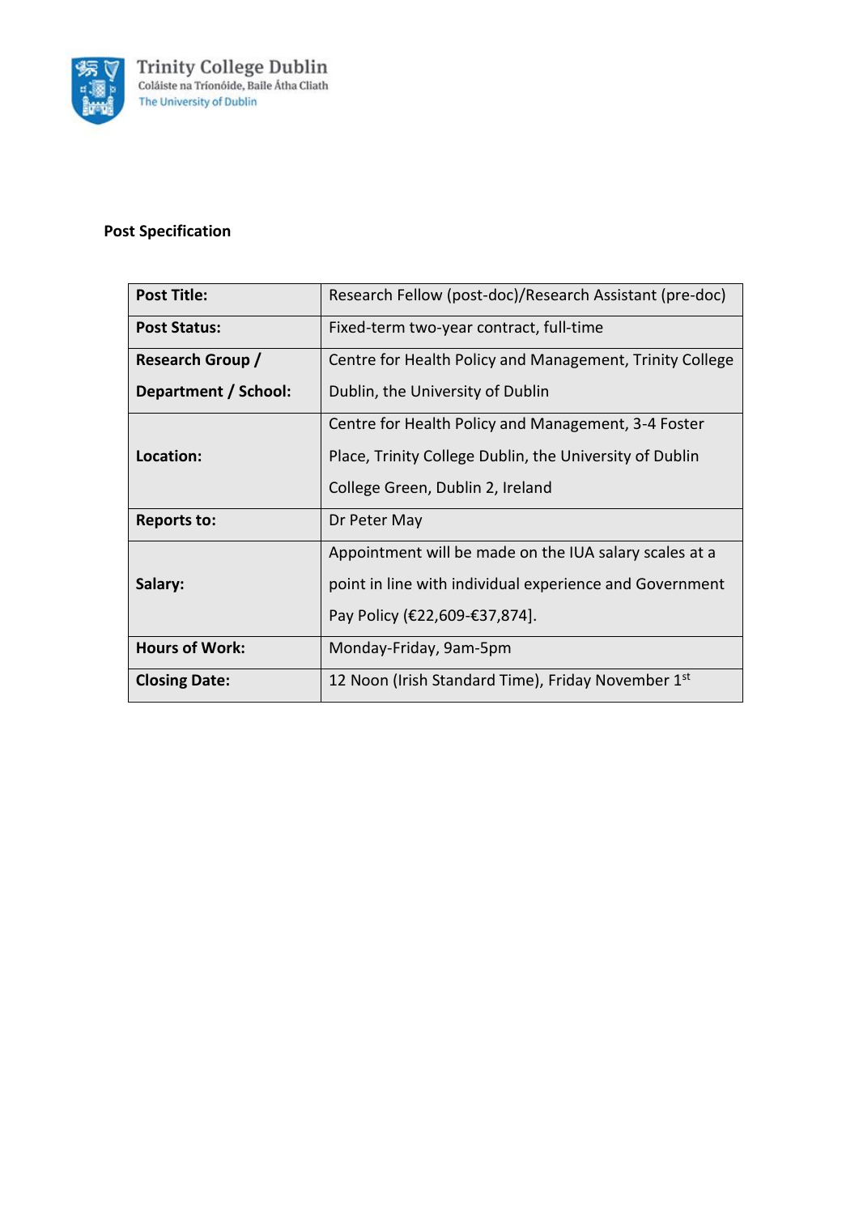Trinity College Dublin
Coláiste na Tríonóide, Baile Átha Cliath
The University of Dublin

**Post Specification**

| | |
|---|---|
| **Post Title:** | Research Fellow (post-doc)/Research Assistant (pre-doc) |
| **Post Status:** | Fixed-term two-year contract, full-time |
| **Research Group / Department / School:** | Centre for Health Policy and Management, Trinity College Dublin, the University of Dublin |
| **Location:** | Centre for Health Policy and Management, 3-4 Foster Place, Trinity College Dublin, the University of Dublin College Green, Dublin 2, Ireland |
| **Reports to:** | Dr Peter May |
| **Salary:** | Appointment will be made on the IUA salary scales at a point in line with individual experience and Government Pay Policy (€22,609-€37,874]. |
| **Hours of Work:** | Monday-Friday, 9am-5pm |
| **Closing Date:** | 12 Noon (Irish Standard Time), Friday November 1st |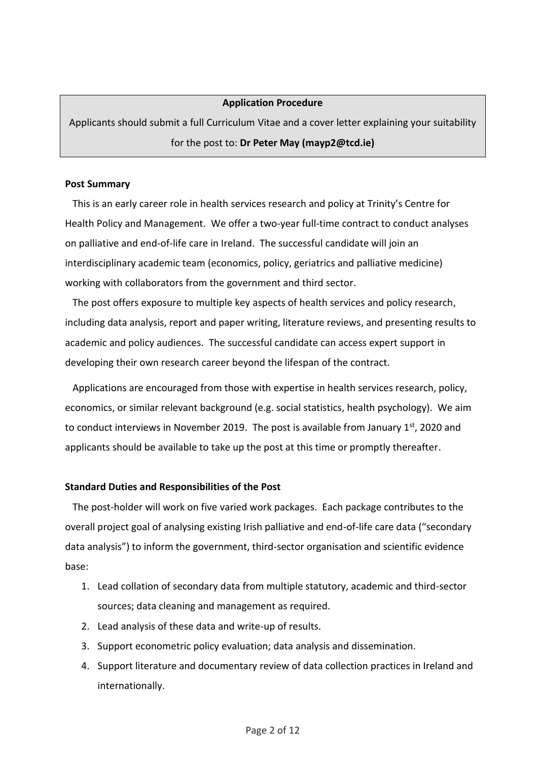**Application Procedure**

Applicants should submit a full Curriculum Vitae and a cover letter explaining your suitability for the post to: **Dr Peter May (mayp2@tcd.ie)**

**Post Summary**

This is an early career role in health services research and policy at Trinity's Centre for Health Policy and Management. We offer a two-year full-time contract to conduct analyses on palliative and end-of-life care in Ireland. The successful candidate will join an interdisciplinary academic team (economics, policy, geriatrics and palliative medicine) working with collaborators from the government and third sector.

The post offers exposure to multiple key aspects of health services and policy research, including data analysis, report and paper writing, literature reviews, and presenting results to academic and policy audiences. The successful candidate can access expert support in developing their own research career beyond the lifespan of the contract.

Applications are encouraged from those with expertise in health services research, policy, economics, or similar relevant background (e.g. social statistics, health psychology). We aim to conduct interviews in November 2019. The post is available from January 1st, 2020 and applicants should be available to take up the post at this time or promptly thereafter.

**Standard Duties and Responsibilities of the Post**

The post-holder will work on five varied work packages. Each package contributes to the overall project goal of analysing existing Irish palliative and end-of-life care data ("secondary data analysis") to inform the government, third-sector organisation and scientific evidence base:

1. Lead collation of secondary data from multiple statutory, academic and third-sector sources; data cleaning and management as required.
2. Lead analysis of these data and write-up of results.
3. Support econometric policy evaluation; data analysis and dissemination.
4. Support literature and documentary review of data collection practices in Ireland and internationally.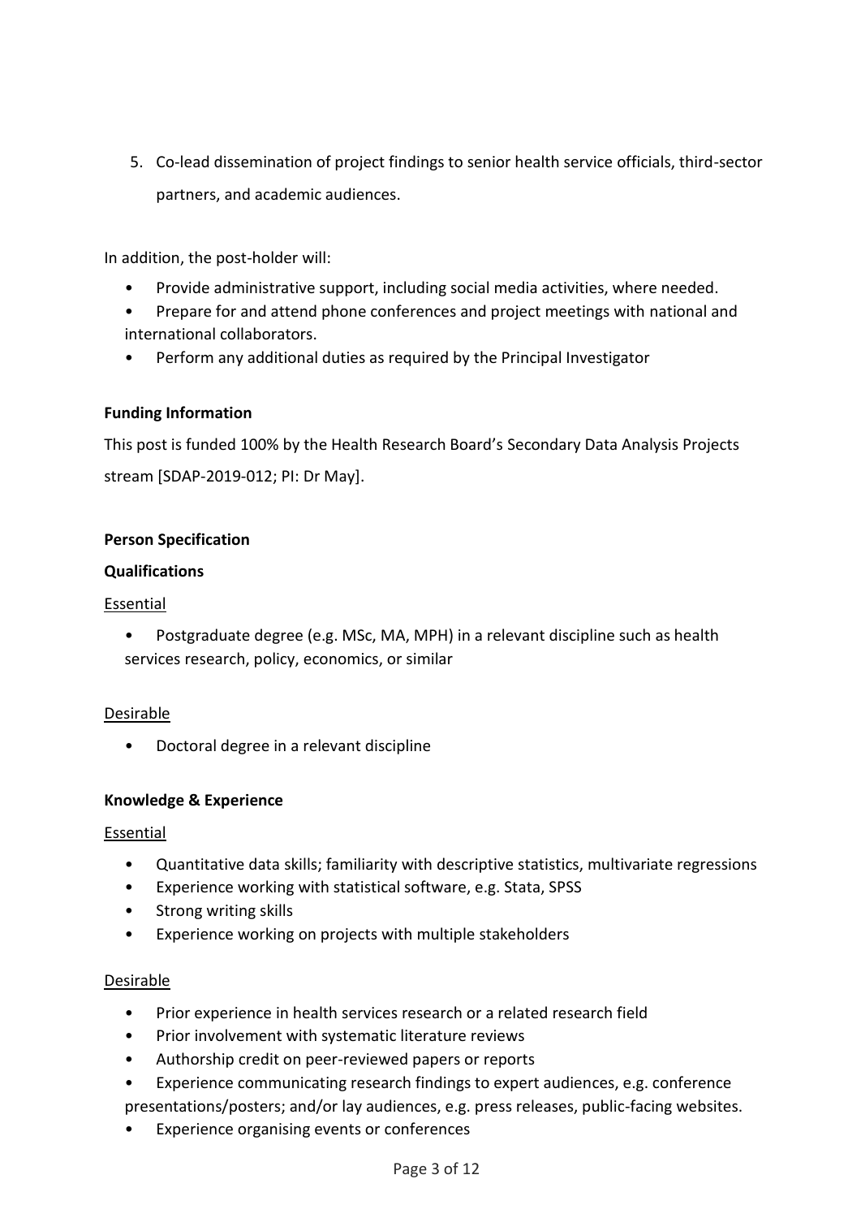5. Co-lead dissemination of project findings to senior health service officials, third-sector partners, and academic audiences.

In addition, the post-holder will:

- Provide administrative support, including social media activities, where needed.
- Prepare for and attend phone conferences and project meetings with national and international collaborators.
- Perform any additional duties as required by the Principal Investigator

**Funding Information**

This post is funded 100% by the Health Research Board's Secondary Data Analysis Projects stream [SDAP-2019-012; PI: Dr May].

**Person Specification**

**Qualifications**

Essential

- Postgraduate degree (e.g. MSc, MA, MPH) in a relevant discipline such as health services research, policy, economics, or similar

Desirable

- Doctoral degree in a relevant discipline

**Knowledge & Experience**

Essential

- Quantitative data skills; familiarity with descriptive statistics, multivariate regressions
- Experience working with statistical software, e.g. Stata, SPSS
- Strong writing skills
- Experience working on projects with multiple stakeholders

Desirable

- Prior experience in health services research or a related research field
- Prior involvement with systematic literature reviews
- Authorship credit on peer-reviewed papers or reports
- Experience communicating research findings to expert audiences, e.g. conference presentations/posters; and/or lay audiences, e.g. press releases, public-facing websites.
- Experience organising events or conferences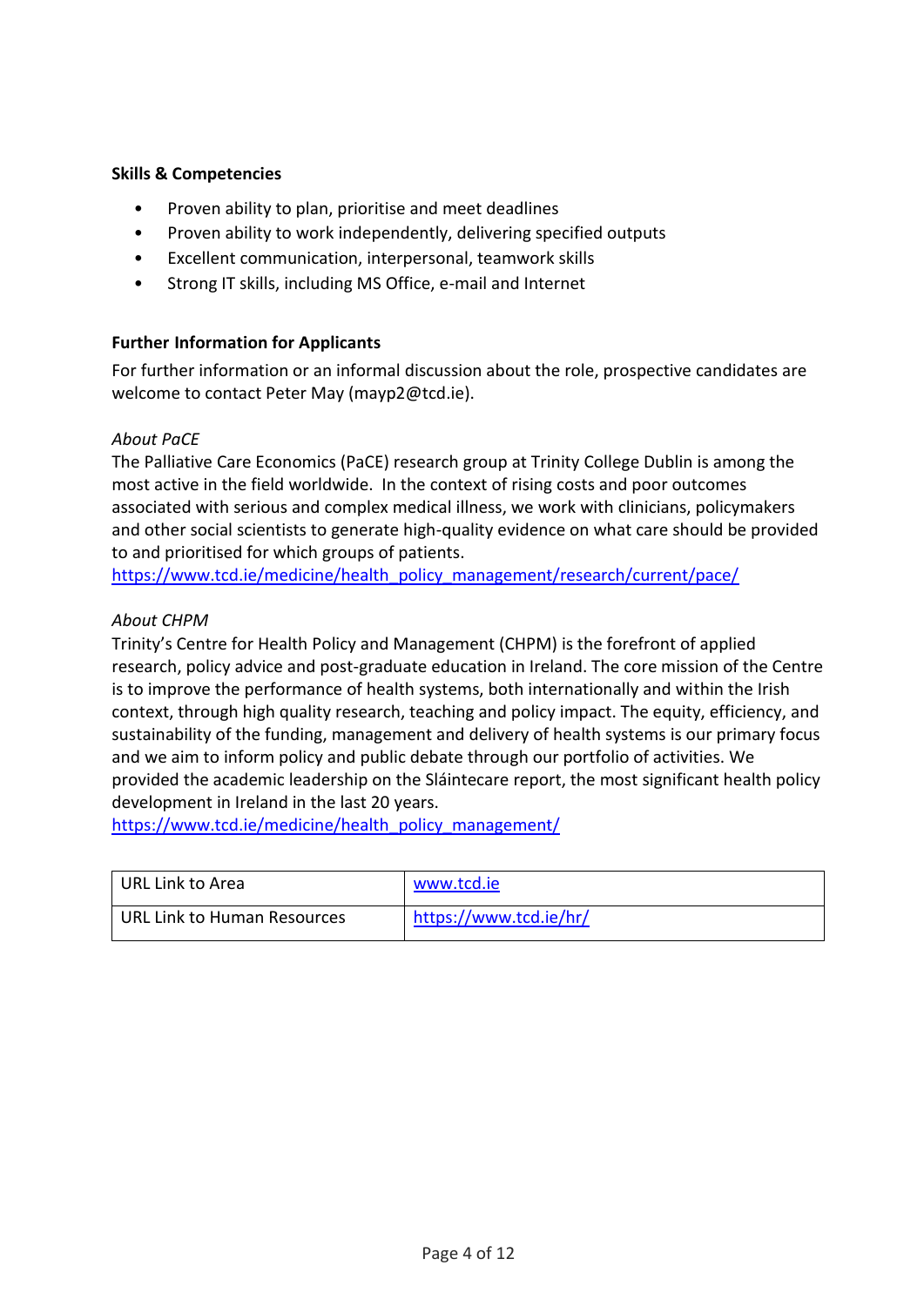**Skills & Competencies**

- Proven ability to plan, prioritise and meet deadlines
- Proven ability to work independently, delivering specified outputs
- Excellent communication, interpersonal, teamwork skills
- Strong IT skills, including MS Office, e-mail and Internet

**Further Information for Applicants**

For further information or an informal discussion about the role, prospective candidates are welcome to contact Peter May (mayp2@tcd.ie).

*About PaCE*

The Palliative Care Economics (PaCE) research group at Trinity College Dublin is among the most active in the field worldwide. In the context of rising costs and poor outcomes associated with serious and complex medical illness, we work with clinicians, policymakers and other social scientists to generate high-quality evidence on what care should be provided to and prioritised for which groups of patients.
https://www.tcd.ie/medicine/health_policy_management/research/current/pace/

*About CHPM*

Trinity's Centre for Health Policy and Management (CHPM) is the forefront of applied research, policy advice and post-graduate education in Ireland. The core mission of the Centre is to improve the performance of health systems, both internationally and within the Irish context, through high quality research, teaching and policy impact. The equity, efficiency, and sustainability of the funding, management and delivery of health systems is our primary focus and we aim to inform policy and public debate through our portfolio of activities. We provided the academic leadership on the Sláintecare report, the most significant health policy development in Ireland in the last 20 years.
https://www.tcd.ie/medicine/health_policy_management/

| | |
|---|---|
| URL Link to Area | www.tcd.ie |
| URL Link to Human Resources | https://www.tcd.ie/hr/ |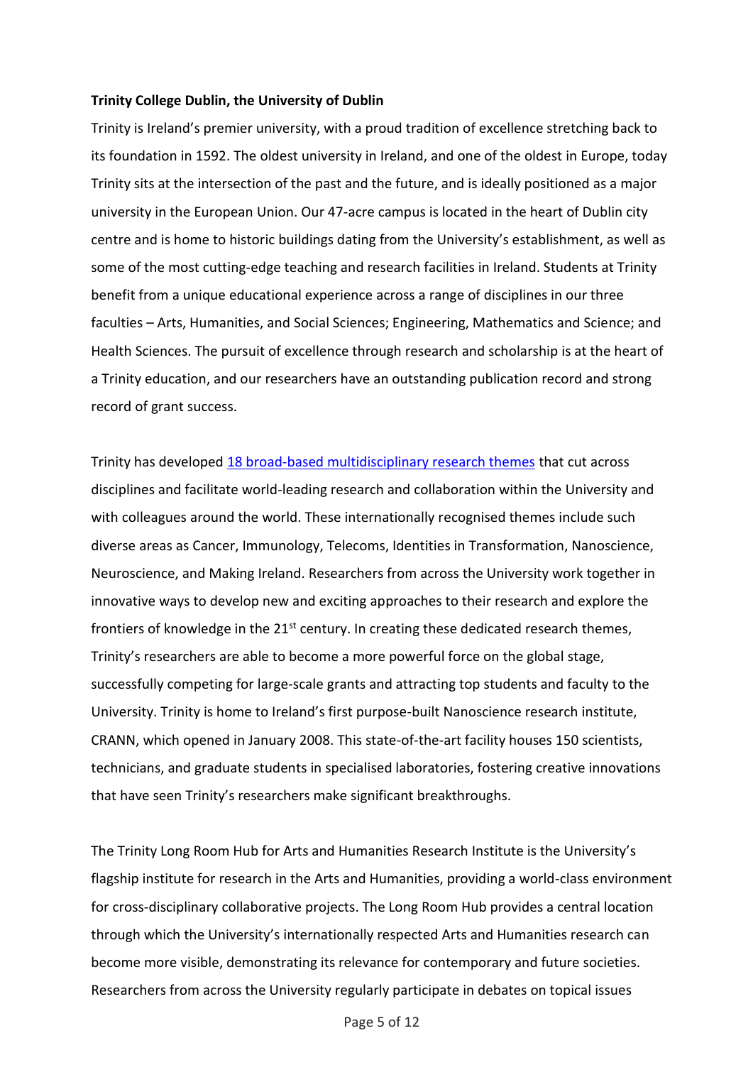**Trinity College Dublin, the University of Dublin**

Trinity is Ireland's premier university, with a proud tradition of excellence stretching back to its foundation in 1592. The oldest university in Ireland, and one of the oldest in Europe, today Trinity sits at the intersection of the past and the future, and is ideally positioned as a major university in the European Union. Our 47-acre campus is located in the heart of Dublin city centre and is home to historic buildings dating from the University's establishment, as well as some of the most cutting-edge teaching and research facilities in Ireland. Students at Trinity benefit from a unique educational experience across a range of disciplines in our three faculties – Arts, Humanities, and Social Sciences; Engineering, Mathematics and Science; and Health Sciences. The pursuit of excellence through research and scholarship is at the heart of a Trinity education, and our researchers have an outstanding publication record and strong record of grant success.

Trinity has developed 18 broad-based multidisciplinary research themes that cut across disciplines and facilitate world-leading research and collaboration within the University and with colleagues around the world. These internationally recognised themes include such diverse areas as Cancer, Immunology, Telecoms, Identities in Transformation, Nanoscience, Neuroscience, and Making Ireland. Researchers from across the University work together in innovative ways to develop new and exciting approaches to their research and explore the frontiers of knowledge in the 21st century. In creating these dedicated research themes, Trinity's researchers are able to become a more powerful force on the global stage, successfully competing for large-scale grants and attracting top students and faculty to the University. Trinity is home to Ireland's first purpose-built Nanoscience research institute, CRANN, which opened in January 2008. This state-of-the-art facility houses 150 scientists, technicians, and graduate students in specialised laboratories, fostering creative innovations that have seen Trinity's researchers make significant breakthroughs.

The Trinity Long Room Hub for Arts and Humanities Research Institute is the University's flagship institute for research in the Arts and Humanities, providing a world-class environment for cross-disciplinary collaborative projects. The Long Room Hub provides a central location through which the University's internationally respected Arts and Humanities research can become more visible, demonstrating its relevance for contemporary and future societies. Researchers from across the University regularly participate in debates on topical issues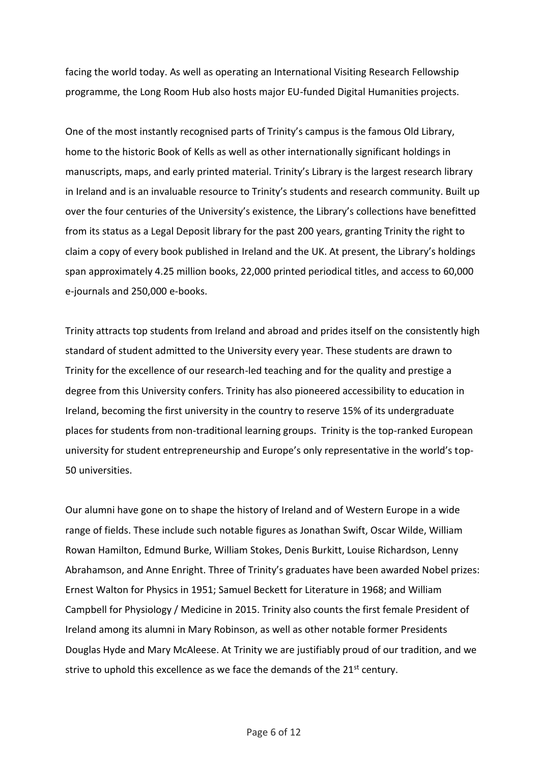facing the world today. As well as operating an International Visiting Research Fellowship programme, the Long Room Hub also hosts major EU-funded Digital Humanities projects.

One of the most instantly recognised parts of Trinity's campus is the famous Old Library, home to the historic Book of Kells as well as other internationally significant holdings in manuscripts, maps, and early printed material. Trinity's Library is the largest research library in Ireland and is an invaluable resource to Trinity's students and research community. Built up over the four centuries of the University's existence, the Library's collections have benefitted from its status as a Legal Deposit library for the past 200 years, granting Trinity the right to claim a copy of every book published in Ireland and the UK. At present, the Library's holdings span approximately 4.25 million books, 22,000 printed periodical titles, and access to 60,000 e-journals and 250,000 e-books.

Trinity attracts top students from Ireland and abroad and prides itself on the consistently high standard of student admitted to the University every year. These students are drawn to Trinity for the excellence of our research-led teaching and for the quality and prestige a degree from this University confers. Trinity has also pioneered accessibility to education in Ireland, becoming the first university in the country to reserve 15% of its undergraduate places for students from non-traditional learning groups. Trinity is the top-ranked European university for student entrepreneurship and Europe's only representative in the world's top-50 universities.

Our alumni have gone on to shape the history of Ireland and of Western Europe in a wide range of fields. These include such notable figures as Jonathan Swift, Oscar Wilde, William Rowan Hamilton, Edmund Burke, William Stokes, Denis Burkitt, Louise Richardson, Lenny Abrahamson, and Anne Enright. Three of Trinity's graduates have been awarded Nobel prizes: Ernest Walton for Physics in 1951; Samuel Beckett for Literature in 1968; and William Campbell for Physiology / Medicine in 2015. Trinity also counts the first female President of Ireland among its alumni in Mary Robinson, as well as other notable former Presidents Douglas Hyde and Mary McAleese. At Trinity we are justifiably proud of our tradition, and we strive to uphold this excellence as we face the demands of the 21st century.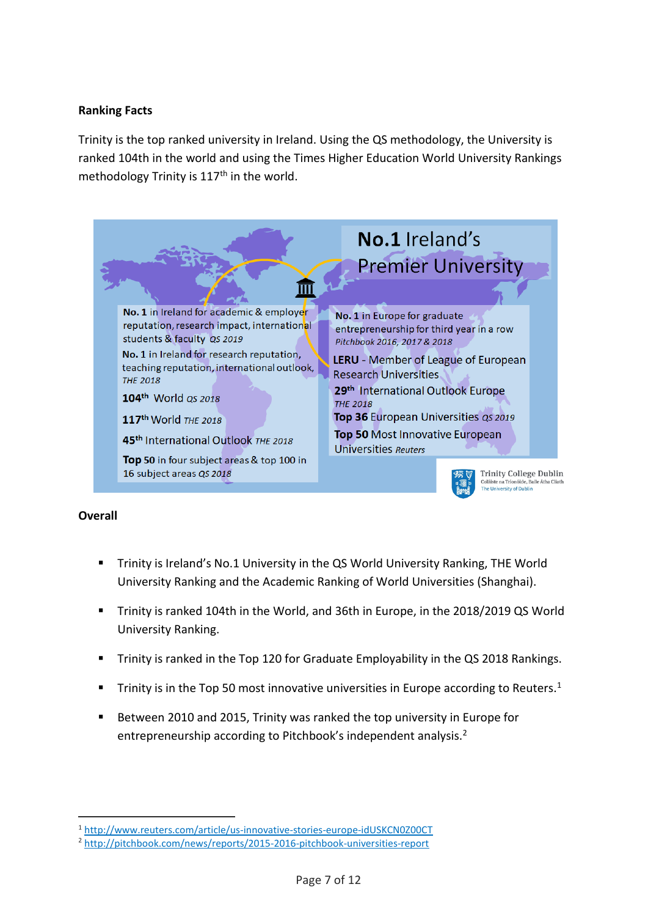**Ranking Facts**

Trinity is the top ranked university in Ireland. Using the QS methodology, the University is ranked 104th in the world and using the Times Higher Education World University Rankings methodology Trinity is 117th in the world.

**No.1** Ireland's Premier University

**No. 1** in Ireland for academic & employer reputation, research impact, international students & faculty *QS 2019*

**No. 1** in Ireland for research reputation, teaching reputation, international outlook, *THE 2018*

**104th** World *QS 2018*

**117th** World *THE 2018*

**45th** International Outlook *THE 2018*

**Top 50** in four subject areas & top 100 in 16 subject areas *QS 2018*

**No. 1** in Europe for graduate entrepreneurship for third year in a row *Pitchbook 2016, 2017 & 2018*

**LERU** - Member of League of European Research Universities

**29th** International Outlook Europe *THE 2018*

**Top 36** European Universities *QS 2019*

**Top 50** Most Innovative European Universities *Reuters*

Trinity College Dublin
Coláiste na Tríonóide, Baile Átha Cliath
The University of Dublin

**Overall**

- Trinity is Ireland's No.1 University in the QS World University Ranking, THE World University Ranking and the Academic Ranking of World Universities (Shanghai).
- Trinity is ranked 104th in the World, and 36th in Europe, in the 2018/2019 QS World University Ranking.
- Trinity is ranked in the Top 120 for Graduate Employability in the QS 2018 Rankings.
- Trinity is in the Top 50 most innovative universities in Europe according to Reuters.[1]
- Between 2010 and 2015, Trinity was ranked the top university in Europe for entrepreneurship according to Pitchbook's independent analysis.[2]

---

[1] http://www.reuters.com/article/us-innovative-stories-europe-idUSKCN0Z00CT

[2] http://pitchbook.com/news/reports/2015-2016-pitchbook-universities-report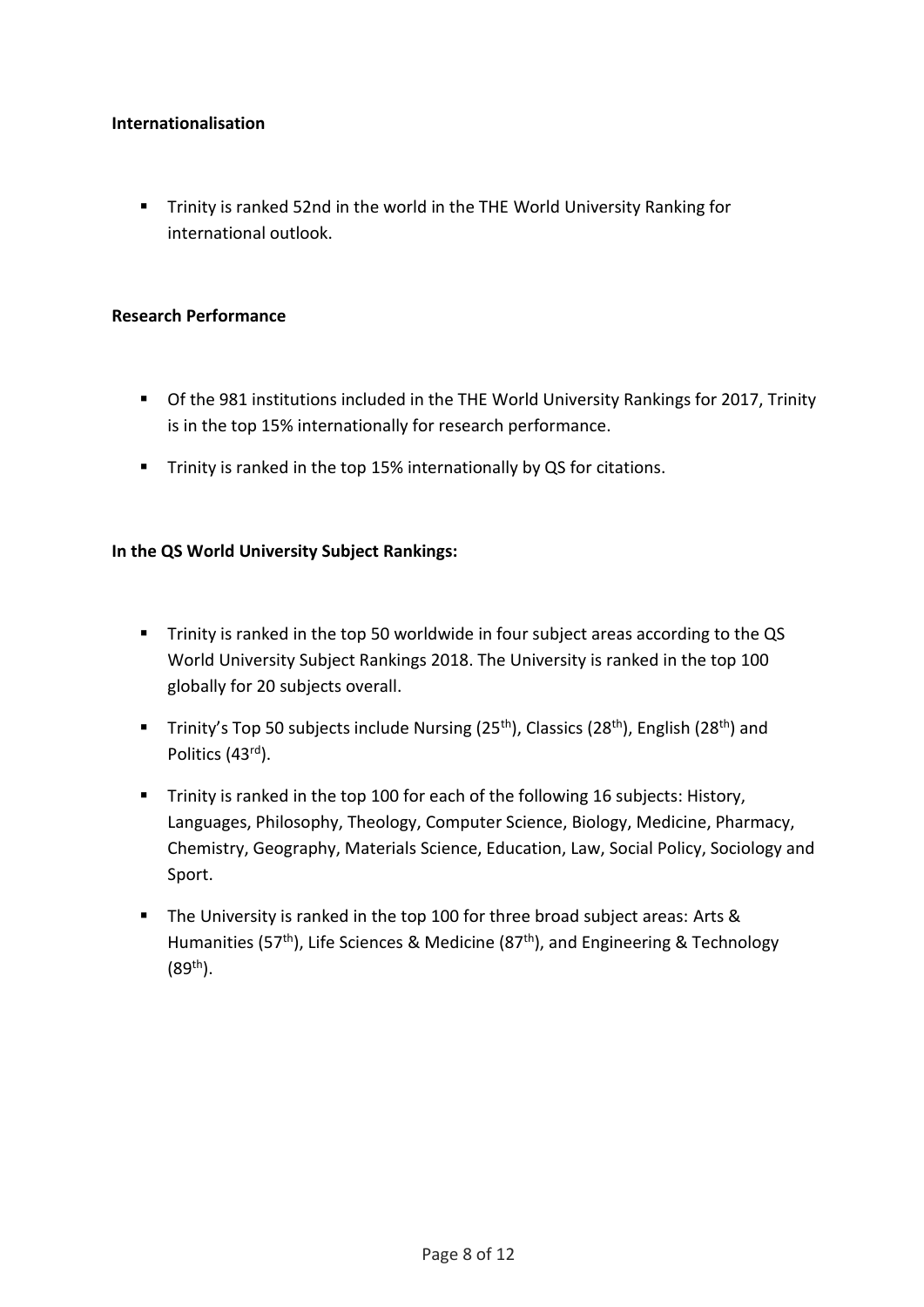**Internationalisation**

- Trinity is ranked 52nd in the world in the THE World University Ranking for international outlook.

**Research Performance**

- Of the 981 institutions included in the THE World University Rankings for 2017, Trinity is in the top 15% internationally for research performance.
- Trinity is ranked in the top 15% internationally by QS for citations.

**In the QS World University Subject Rankings:**

- Trinity is ranked in the top 50 worldwide in four subject areas according to the QS World University Subject Rankings 2018. The University is ranked in the top 100 globally for 20 subjects overall.
- Trinity's Top 50 subjects include Nursing (25th), Classics (28th), English (28th) and Politics (43rd).
- Trinity is ranked in the top 100 for each of the following 16 subjects: History, Languages, Philosophy, Theology, Computer Science, Biology, Medicine, Pharmacy, Chemistry, Geography, Materials Science, Education, Law, Social Policy, Sociology and Sport.
- The University is ranked in the top 100 for three broad subject areas: Arts & Humanities (57th), Life Sciences & Medicine (87th), and Engineering & Technology (89th).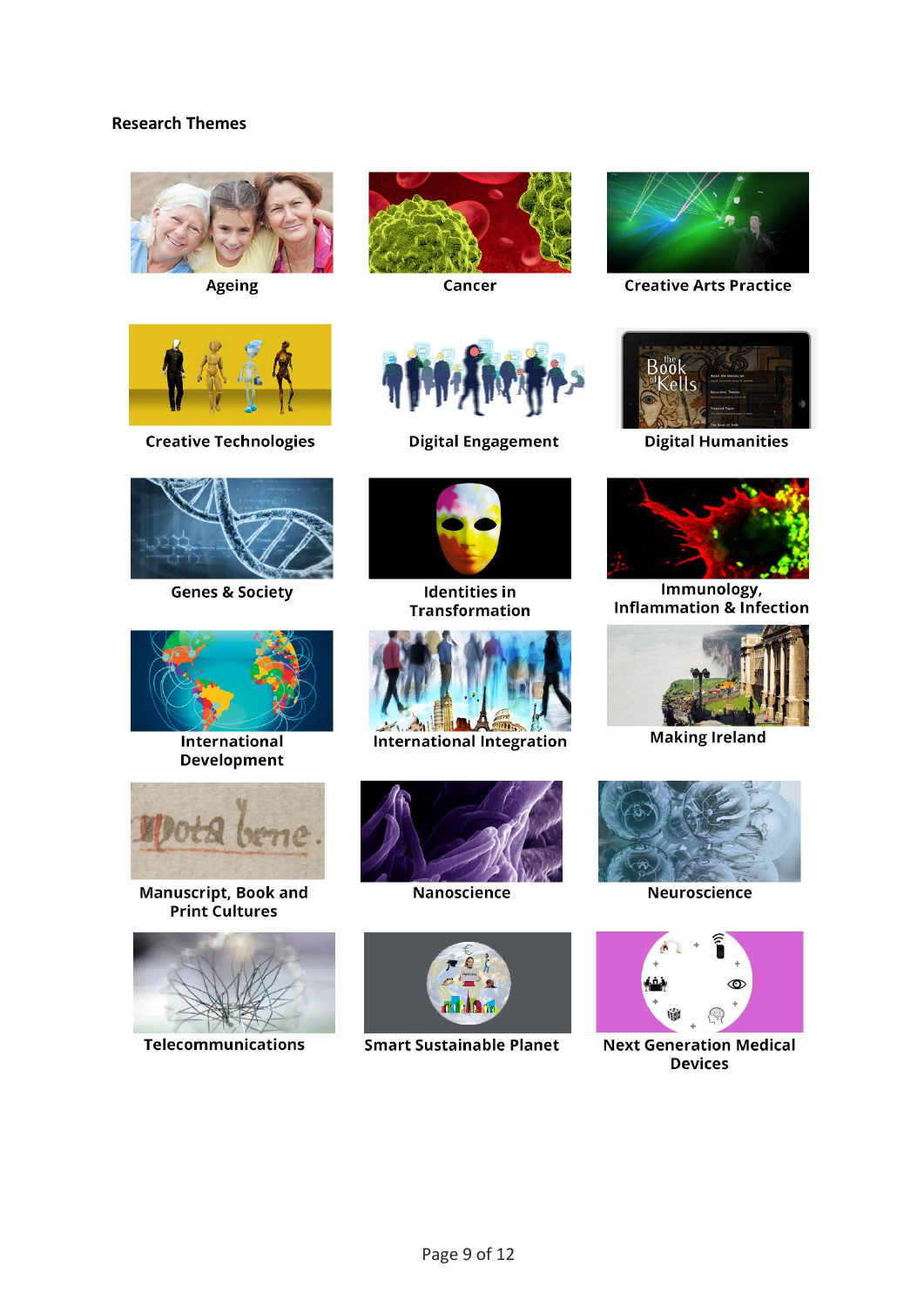**Research Themes**

Ageing

Cancer

Creative Arts Practice

Creative Technologies

Digital Engagement

Digital Humanities

Genes & Society

Identities in Transformation

Immunology, Inflammation & Infection

International Development

International Integration

Making Ireland

Manuscript, Book and Print Cultures

Nanoscience

Neuroscience

Telecommunications

Smart Sustainable Planet

Next Generation Medical Devices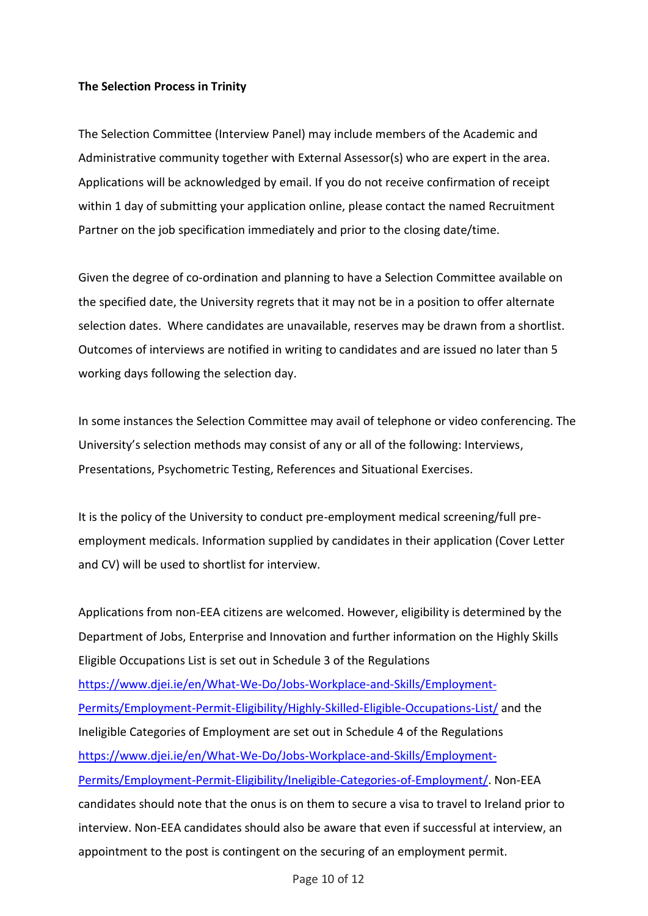**The Selection Process in Trinity**

The Selection Committee (Interview Panel) may include members of the Academic and Administrative community together with External Assessor(s) who are expert in the area. Applications will be acknowledged by email. If you do not receive confirmation of receipt within 1 day of submitting your application online, please contact the named Recruitment Partner on the job specification immediately and prior to the closing date/time.

Given the degree of co-ordination and planning to have a Selection Committee available on the specified date, the University regrets that it may not be in a position to offer alternate selection dates. Where candidates are unavailable, reserves may be drawn from a shortlist. Outcomes of interviews are notified in writing to candidates and are issued no later than 5 working days following the selection day.

In some instances the Selection Committee may avail of telephone or video conferencing. The University's selection methods may consist of any or all of the following: Interviews, Presentations, Psychometric Testing, References and Situational Exercises.

It is the policy of the University to conduct pre-employment medical screening/full pre-employment medicals. Information supplied by candidates in their application (Cover Letter and CV) will be used to shortlist for interview.

Applications from non-EEA citizens are welcomed. However, eligibility is determined by the Department of Jobs, Enterprise and Innovation and further information on the Highly Skills Eligible Occupations List is set out in Schedule 3 of the Regulations [https://www.djei.ie/en/What-We-Do/Jobs-Workplace-and-Skills/Employment-Permits/Employment-Permit-Eligibility/Highly-Skilled-Eligible-Occupations-List/](https://www.djei.ie/en/What-We-Do/Jobs-Workplace-and-Skills/Employment-Permits/Employment-Permit-Eligibility/Highly-Skilled-Eligible-Occupations-List/) and the Ineligible Categories of Employment are set out in Schedule 4 of the Regulations [https://www.djei.ie/en/What-We-Do/Jobs-Workplace-and-Skills/Employment-Permits/Employment-Permit-Eligibility/Ineligible-Categories-of-Employment/](https://www.djei.ie/en/What-We-Do/Jobs-Workplace-and-Skills/Employment-Permits/Employment-Permit-Eligibility/Ineligible-Categories-of-Employment/). Non-EEA candidates should note that the onus is on them to secure a visa to travel to Ireland prior to interview. Non-EEA candidates should also be aware that even if successful at interview, an appointment to the post is contingent on the securing of an employment permit.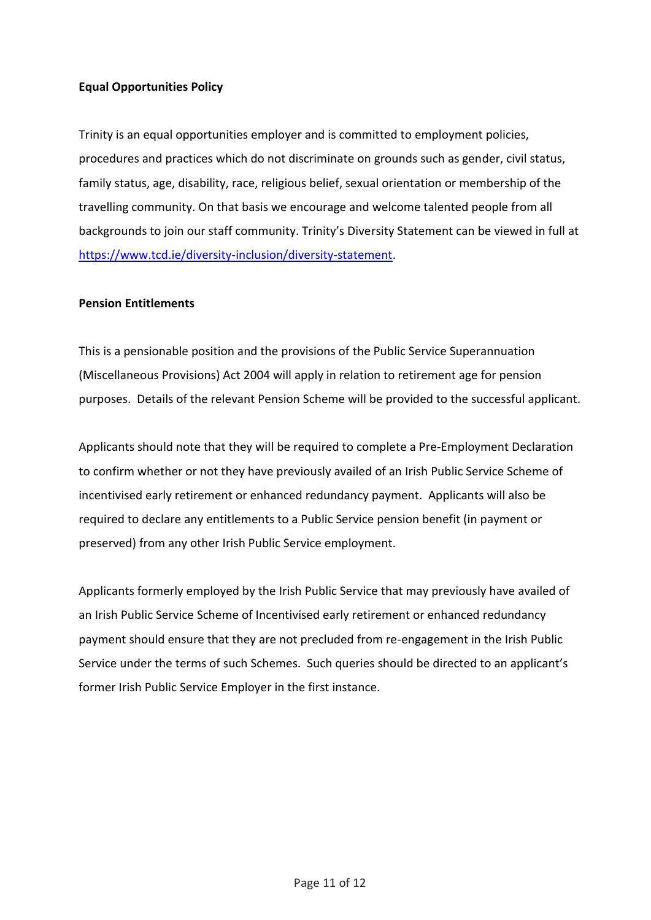**Equal Opportunities Policy**

Trinity is an equal opportunities employer and is committed to employment policies, procedures and practices which do not discriminate on grounds such as gender, civil status, family status, age, disability, race, religious belief, sexual orientation or membership of the travelling community. On that basis we encourage and welcome talented people from all backgrounds to join our staff community. Trinity's Diversity Statement can be viewed in full at https://www.tcd.ie/diversity-inclusion/diversity-statement.

**Pension Entitlements**

This is a pensionable position and the provisions of the Public Service Superannuation (Miscellaneous Provisions) Act 2004 will apply in relation to retirement age for pension purposes. Details of the relevant Pension Scheme will be provided to the successful applicant.

Applicants should note that they will be required to complete a Pre-Employment Declaration to confirm whether or not they have previously availed of an Irish Public Service Scheme of incentivised early retirement or enhanced redundancy payment. Applicants will also be required to declare any entitlements to a Public Service pension benefit (in payment or preserved) from any other Irish Public Service employment.

Applicants formerly employed by the Irish Public Service that may previously have availed of an Irish Public Service Scheme of Incentivised early retirement or enhanced redundancy payment should ensure that they are not precluded from re-engagement in the Irish Public Service under the terms of such Schemes. Such queries should be directed to an applicant's former Irish Public Service Employer in the first instance.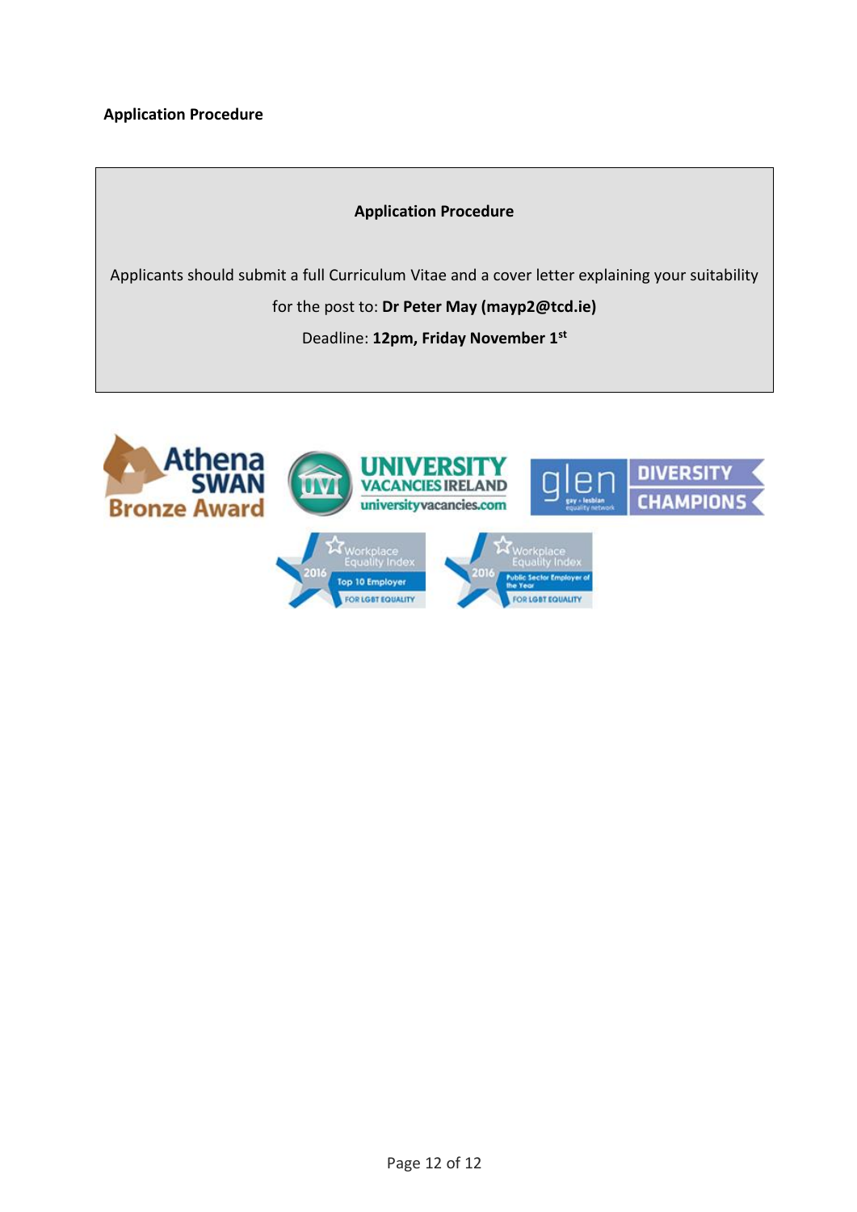**Application Procedure**

**Application Procedure**

Applicants should submit a full Curriculum Vitae and a cover letter explaining your suitability for the post to: **Dr Peter May (mayp2@tcd.ie)**

Deadline: **12pm, Friday November 1st**